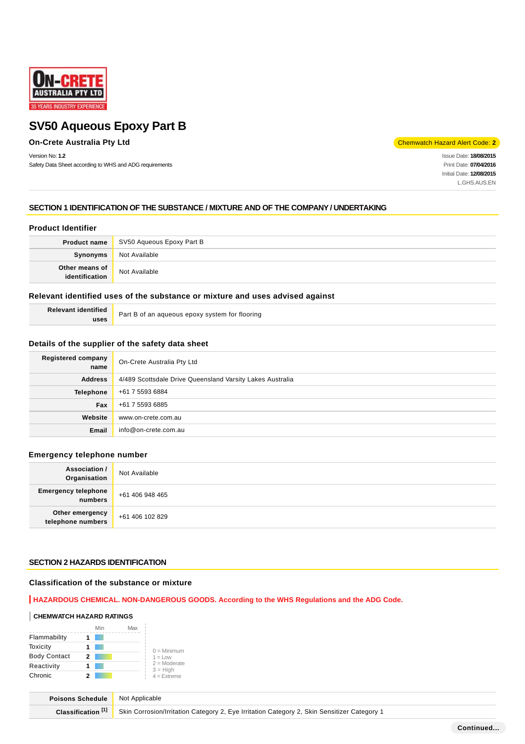# SV50 Aqueous Epoxy Part B

**On-Crete Australia Pty Ltd**

Chemwatch Hazard Alert Code: **2**

Version No: **1.2**
Safety Data Sheet according to WHS and ADG requirements

Issue Date: **18/08/2015**
Print Date: **07/04/2016**
Initial Date: **12/08/2015**
L.GHS.AUS.EN

## SECTION 1 IDENTIFICATION OF THE SUBSTANCE / MIXTURE AND OF THE COMPANY / UNDERTAKING

### Product Identifier

| | |
|---|---|
| **Product name** | SV50 Aqueous Epoxy Part B |
| **Synonyms** | Not Available |
| **Other means of identification** | Not Available |

### Relevant identified uses of the substance or mixture and uses advised against

| | |
|---|---|
| **Relevant identified uses** | Part B of an aqueous epoxy system for flooring |

### Details of the supplier of the safety data sheet

| | |
|---|---|
| **Registered company name** | On-Crete Australia Pty Ltd |
| **Address** | 4/489 Scottsdale Drive Queensland Varsity Lakes Australia |
| **Telephone** | +61 7 5593 6884 |
| **Fax** | +61 7 5593 6885 |
| **Website** | www.on-crete.com.au |
| **Email** | info@on-crete.com.au |

### Emergency telephone number

| | |
|---|---|
| **Association / Organisation** | Not Available |
| **Emergency telephone numbers** | +61 406 948 465 |
| **Other emergency telephone numbers** | +61 406 102 829 |

## SECTION 2 HAZARDS IDENTIFICATION

### Classification of the substance or mixture

**HAZARDOUS CHEMICAL. NON-DANGEROUS GOODS. According to the WHS Regulations and the ADG Code.**

**CHEMWATCH HAZARD RATINGS**

| | | Min | Max |
|---|---|---|---|
| Flammability | 1 | | |
| Toxicity | 1 | | |
| Body Contact | 2 | | |
| Reactivity | 1 | | |
| Chronic | 2 | | |

0 = Minimum
1 = Low
2 = Moderate
3 = High
4 = Extreme

| | |
|---|---|
| **Poisons Schedule** | Not Applicable |
| **Classification [1]** | Skin Corrosion/Irritation Category 2, Eye Irritation Category 2, Skin Sensitizer Category 1 |

Continued...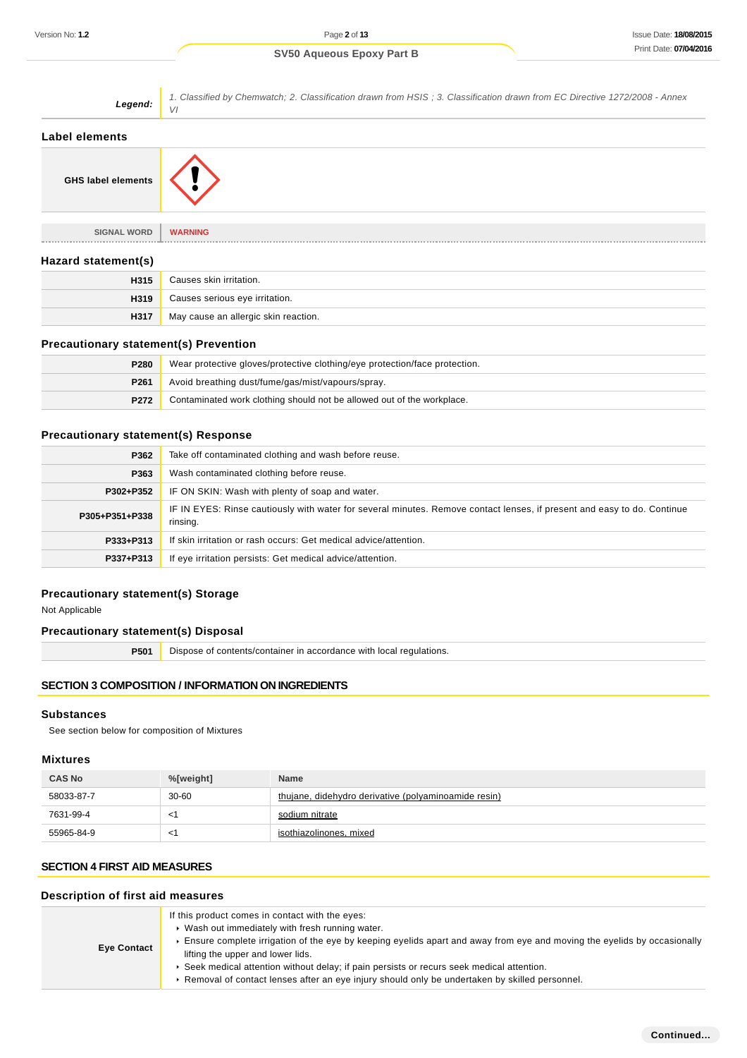| | |
|---|---|
| ***Legend:*** | *1. Classified by Chemwatch; 2. Classification drawn from HSIS ; 3. Classification drawn from EC Directive 1272/2008 - Annex VI* |

## Label elements

| | |
|---|---|
| **GHS label elements** | |

| | |
|---|---|
| SIGNAL WORD | **WARNING** |

### Hazard statement(s)

| | |
|---|---|
| **H315** | Causes skin irritation. |
| **H319** | Causes serious eye irritation. |
| **H317** | May cause an allergic skin reaction. |

### Precautionary statement(s) Prevention

| | |
|---|---|
| **P280** | Wear protective gloves/protective clothing/eye protection/face protection. |
| **P261** | Avoid breathing dust/fume/gas/mist/vapours/spray. |
| **P272** | Contaminated work clothing should not be allowed out of the workplace. |

### Precautionary statement(s) Response

| | |
|---|---|
| **P362** | Take off contaminated clothing and wash before reuse. |
| **P363** | Wash contaminated clothing before reuse. |
| **P302+P352** | IF ON SKIN: Wash with plenty of soap and water. |
| **P305+P351+P338** | IF IN EYES: Rinse cautiously with water for several minutes. Remove contact lenses, if present and easy to do. Continue rinsing. |
| **P333+P313** | If skin irritation or rash occurs: Get medical advice/attention. |
| **P337+P313** | If eye irritation persists: Get medical advice/attention. |

### Precautionary statement(s) Storage

Not Applicable

### Precautionary statement(s) Disposal

| | |
|---|---|
| **P501** | Dispose of contents/container in accordance with local regulations. |

## SECTION 3 COMPOSITION / INFORMATION ON INGREDIENTS

### Substances

See section below for composition of Mixtures

### Mixtures

| CAS No | %[weight] | Name |
|---|---|---|
| 58033-87-7 | 30-60 | thujane, didehydro derivative (polyaminoamide resin) |
| 7631-99-4 | <1 | sodium nitrate |
| 55965-84-9 | <1 | isothiazolinones, mixed |

## SECTION 4 FIRST AID MEASURES

### Description of first aid measures

| | |
|---|---|
| **Eye Contact** | If this product comes in contact with the eyes:<br>▸ Wash out immediately with fresh running water.<br>▸ Ensure complete irrigation of the eye by keeping eyelids apart and away from eye and moving the eyelids by occasionally lifting the upper and lower lids.<br>▸ Seek medical attention without delay; if pain persists or recurs seek medical attention.<br>▸ Removal of contact lenses after an eye injury should only be undertaken by skilled personnel. |

**Continued...**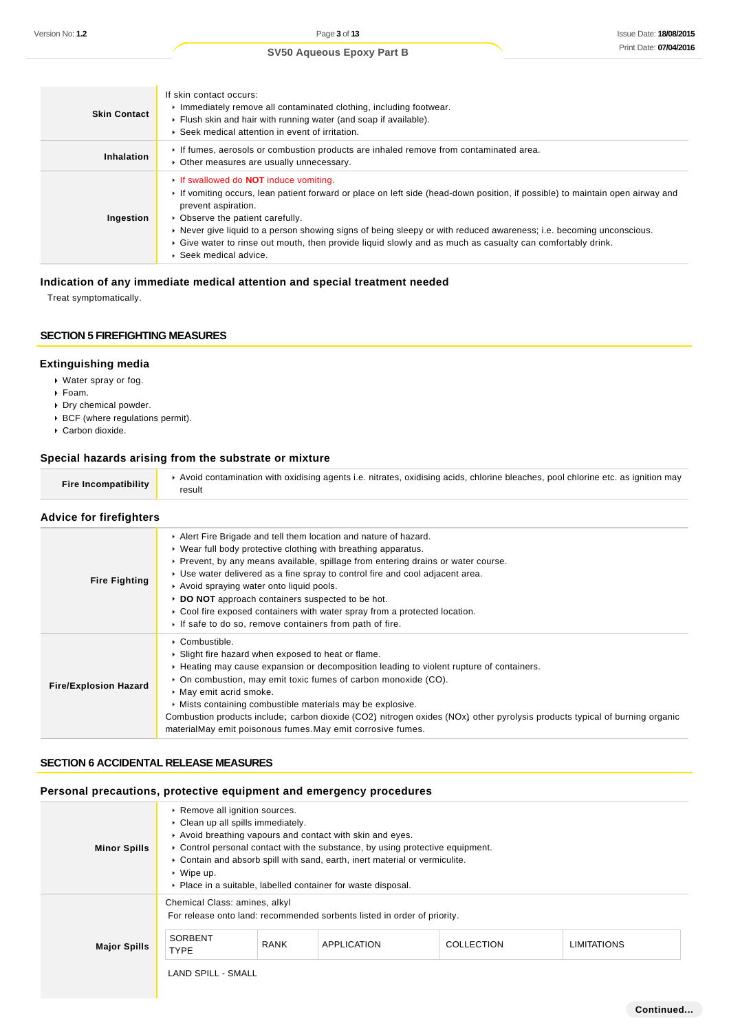| | |
|---|---|
| **Skin Contact** | If skin contact occurs:<br>▸ Immediately remove all contaminated clothing, including footwear.<br>▸ Flush skin and hair with running water (and soap if available).<br>▸ Seek medical attention in event of irritation. |
| **Inhalation** | ▸ If fumes, aerosols or combustion products are inhaled remove from contaminated area.<br>▸ Other measures are usually unnecessary. |
| **Ingestion** | ▸ If swallowed do **NOT** induce vomiting.<br>▸ If vomiting occurs, lean patient forward or place on left side (head-down position, if possible) to maintain open airway and prevent aspiration.<br>▸ Observe the patient carefully.<br>▸ Never give liquid to a person showing signs of being sleepy or with reduced awareness; i.e. becoming unconscious.<br>▸ Give water to rinse out mouth, then provide liquid slowly and as much as casualty can comfortably drink.<br>▸ Seek medical advice. |

### Indication of any immediate medical attention and special treatment needed

Treat symptomatically.

## SECTION 5 FIREFIGHTING MEASURES

### Extinguishing media

- Water spray or fog.
- Foam.
- Dry chemical powder.
- BCF (where regulations permit).
- Carbon dioxide.

### Special hazards arising from the substrate or mixture

| | |
|---|---|
| **Fire Incompatibility** | ▸ Avoid contamination with oxidising agents i.e. nitrates, oxidising acids, chlorine bleaches, pool chlorine etc. as ignition may result |

### Advice for firefighters

| | |
|---|---|
| **Fire Fighting** | ▸ Alert Fire Brigade and tell them location and nature of hazard.<br>▸ Wear full body protective clothing with breathing apparatus.<br>▸ Prevent, by any means available, spillage from entering drains or water course.<br>▸ Use water delivered as a fine spray to control fire and cool adjacent area.<br>▸ Avoid spraying water onto liquid pools.<br>▸ **DO NOT** approach containers suspected to be hot.<br>▸ Cool fire exposed containers with water spray from a protected location.<br>▸ If safe to do so, remove containers from path of fire. |
| **Fire/Explosion Hazard** | ▸ Combustible.<br>▸ Slight fire hazard when exposed to heat or flame.<br>▸ Heating may cause expansion or decomposition leading to violent rupture of containers.<br>▸ On combustion, may emit toxic fumes of carbon monoxide (CO).<br>▸ May emit acrid smoke.<br>▸ Mists containing combustible materials may be explosive.<br>Combustion products include; carbon dioxide ($CO_2$) nitrogen oxides ($NO_x$) other pyrolysis products typical of burning organic materialMay emit poisonous fumes.May emit corrosive fumes. |

## SECTION 6 ACCIDENTAL RELEASE MEASURES

### Personal precautions, protective equipment and emergency procedures

| | |
|---|---|
| **Minor Spills** | ▸ Remove all ignition sources.<br>▸ Clean up all spills immediately.<br>▸ Avoid breathing vapours and contact with skin and eyes.<br>▸ Control personal contact with the substance, by using protective equipment.<br>▸ Contain and absorb spill with sand, earth, inert material or vermiculite.<br>▸ Wipe up.<br>▸ Place in a suitable, labelled container for waste disposal. |
| **Major Spills** | Chemical Class: amines, alkyl<br>For release onto land: recommended sorbents listed in order of priority. |

| SORBENT TYPE | RANK | APPLICATION | COLLECTION | LIMITATIONS |
|---|---|---|---|---|

LAND SPILL - SMALL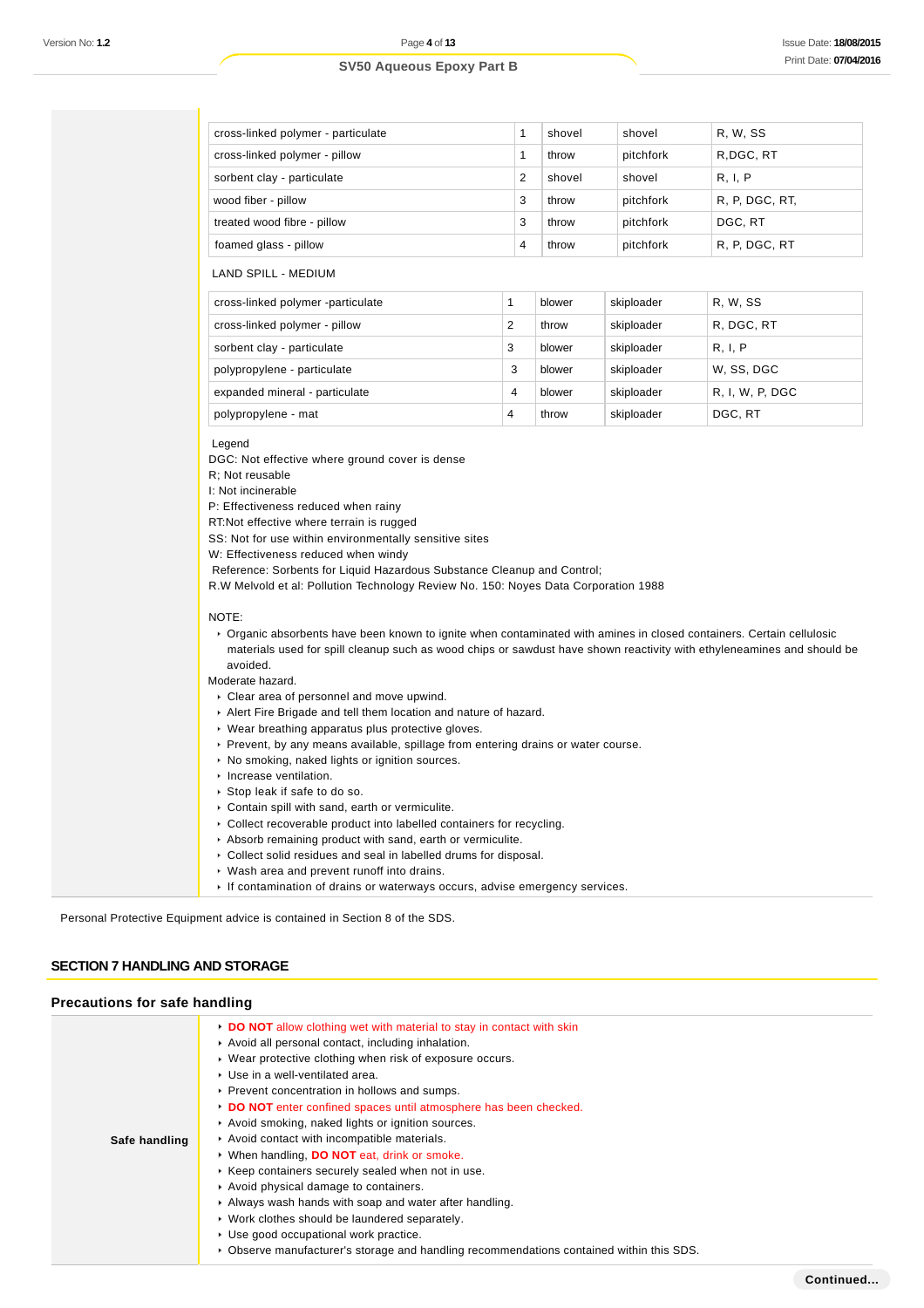| | | | | |
|---|---|---|---|---|
| cross-linked polymer - particulate | 1 | shovel | shovel | R, W, SS |
| cross-linked polymer - pillow | 1 | throw | pitchfork | R,DGC, RT |
| sorbent clay - particulate | 2 | shovel | shovel | R, I, P |
| wood fiber - pillow | 3 | throw | pitchfork | R, P, DGC, RT, |
| treated wood fibre - pillow | 3 | throw | pitchfork | DGC, RT |
| foamed glass - pillow | 4 | throw | pitchfork | R, P, DGC, RT |

LAND SPILL - MEDIUM

| | | | | |
|---|---|---|---|---|
| cross-linked polymer -particulate | 1 | blower | skiploader | R, W, SS |
| cross-linked polymer - pillow | 2 | throw | skiploader | R, DGC, RT |
| sorbent clay - particulate | 3 | blower | skiploader | R, I, P |
| polypropylene - particulate | 3 | blower | skiploader | W, SS, DGC |
| expanded mineral - particulate | 4 | blower | skiploader | R, I, W, P, DGC |
| polypropylene - mat | 4 | throw | skiploader | DGC, RT |

Legend
DGC: Not effective where ground cover is dense
R; Not reusable
I: Not incinerable
P: Effectiveness reduced when rainy
RT:Not effective where terrain is rugged
SS: Not for use within environmentally sensitive sites
W: Effectiveness reduced when windy
Reference: Sorbents for Liquid Hazardous Substance Cleanup and Control;
R.W Melvold et al: Pollution Technology Review No. 150: Noyes Data Corporation 1988

NOTE:

- Organic absorbents have been known to ignite when contaminated with amines in closed containers. Certain cellulosic materials used for spill cleanup such as wood chips or sawdust have shown reactivity with ethyleneamines and should be avoided.

Moderate hazard.

- Clear area of personnel and move upwind.
- Alert Fire Brigade and tell them location and nature of hazard.
- Wear breathing apparatus plus protective gloves.
- Prevent, by any means available, spillage from entering drains or water course.
- No smoking, naked lights or ignition sources.
- Increase ventilation.
- Stop leak if safe to do so.
- Contain spill with sand, earth or vermiculite.
- Collect recoverable product into labelled containers for recycling.
- Absorb remaining product with sand, earth or vermiculite.
- Collect solid residues and seal in labelled drums for disposal.
- Wash area and prevent runoff into drains.
- If contamination of drains or waterways occurs, advise emergency services.

Personal Protective Equipment advice is contained in Section 8 of the SDS.

## SECTION 7 HANDLING AND STORAGE

### Precautions for safe handling

**Safe handling**

- **DO NOT** allow clothing wet with material to stay in contact with skin
- Avoid all personal contact, including inhalation.
- Wear protective clothing when risk of exposure occurs.
- Use in a well-ventilated area.
- Prevent concentration in hollows and sumps.
- **DO NOT** enter confined spaces until atmosphere has been checked.
- Avoid smoking, naked lights or ignition sources.
- Avoid contact with incompatible materials.
- When handling, **DO NOT** eat, drink or smoke.
- Keep containers securely sealed when not in use.
- Avoid physical damage to containers.
- Always wash hands with soap and water after handling.
- Work clothes should be laundered separately.
- Use good occupational work practice.
- Observe manufacturer's storage and handling recommendations contained within this SDS.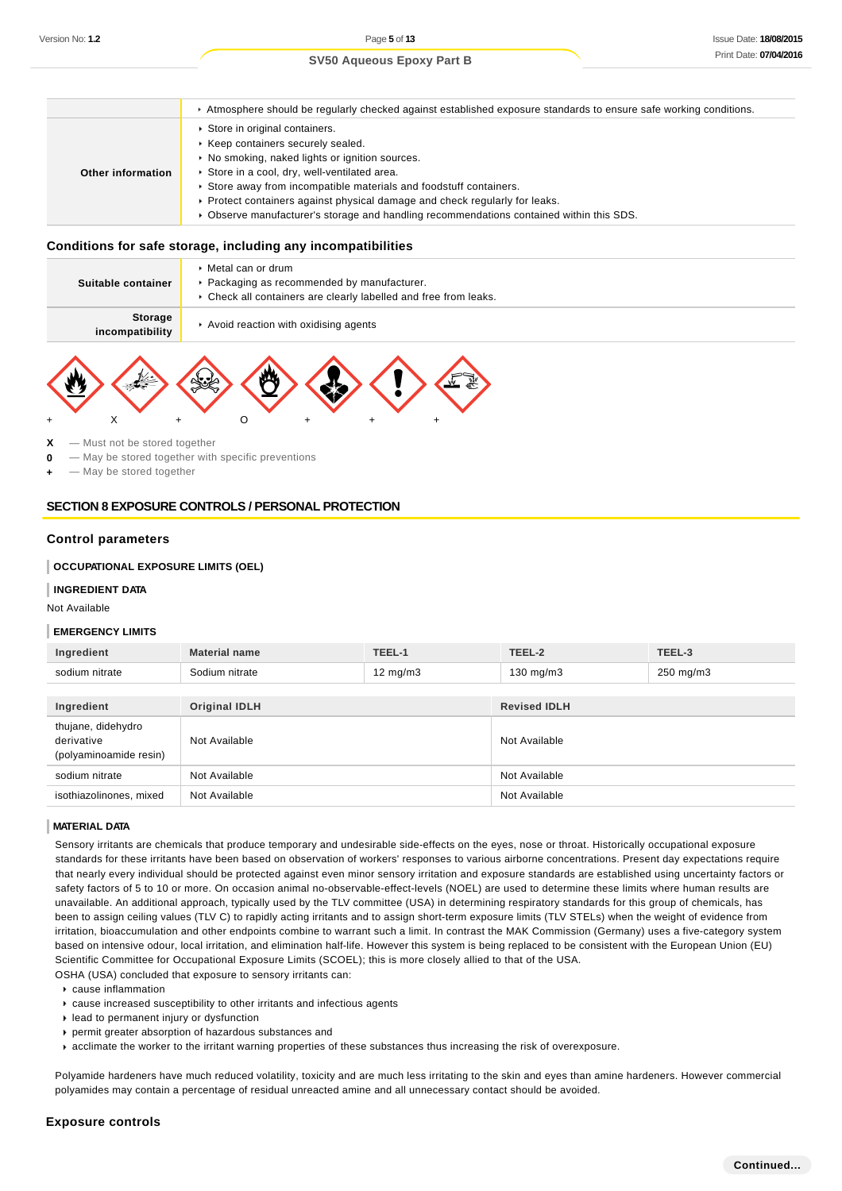| | |
|---|---|
| | ▸ Atmosphere should be regularly checked against established exposure standards to ensure safe working conditions. |
| **Other information** | ▸ Store in original containers.<br>▸ Keep containers securely sealed.<br>▸ No smoking, naked lights or ignition sources.<br>▸ Store in a cool, dry, well-ventilated area.<br>▸ Store away from incompatible materials and foodstuff containers.<br>▸ Protect containers against physical damage and check regularly for leaks.<br>▸ Observe manufacturer's storage and handling recommendations contained within this SDS. |

## Conditions for safe storage, including any incompatibilities

| | |
|---|---|
| **Suitable container** | ▸ Metal can or drum<br>▸ Packaging as recommended by manufacturer.<br>▸ Check all containers are clearly labelled and free from leaks. |
| **Storage incompatibility** | ▸ Avoid reaction with oxidising agents |

+ X + O + + +

**X** — Must not be stored together
**0** — May be stored together with specific preventions
**+** — May be stored together

## SECTION 8 EXPOSURE CONTROLS / PERSONAL PROTECTION

### Control parameters

**OCCUPATIONAL EXPOSURE LIMITS (OEL)**

**INGREDIENT DATA**

Not Available

**EMERGENCY LIMITS**

| Ingredient | Material name | TEEL-1 | TEEL-2 | TEEL-3 |
|---|---|---|---|---|
| sodium nitrate | Sodium nitrate | 12 mg/m3 | 130 mg/m3 | 250 mg/m3 |

| Ingredient | Original IDLH | Revised IDLH |
|---|---|---|
| thujane, didehydro derivative (polyaminoamide resin) | Not Available | Not Available |
| sodium nitrate | Not Available | Not Available |
| isothiazolinones, mixed | Not Available | Not Available |

**MATERIAL DATA**

Sensory irritants are chemicals that produce temporary and undesirable side-effects on the eyes, nose or throat. Historically occupational exposure standards for these irritants have been based on observation of workers' responses to various airborne concentrations. Present day expectations require that nearly every individual should be protected against even minor sensory irritation and exposure standards are established using uncertainty factors or safety factors of 5 to 10 or more. On occasion animal no-observable-effect-levels (NOEL) are used to determine these limits where human results are unavailable. An additional approach, typically used by the TLV committee (USA) in determining respiratory standards for this group of chemicals, has been to assign ceiling values (TLV C) to rapidly acting irritants and to assign short-term exposure limits (TLV STELs) when the weight of evidence from irritation, bioaccumulation and other endpoints combine to warrant such a limit. In contrast the MAK Commission (Germany) uses a five-category system based on intensive odour, local irritation, and elimination half-life. However this system is being replaced to be consistent with the European Union (EU) Scientific Committee for Occupational Exposure Limits (SCOEL); this is more closely allied to that of the USA.
OSHA (USA) concluded that exposure to sensory irritants can:

- cause inflammation
- cause increased susceptibility to other irritants and infectious agents
- lead to permanent injury or dysfunction
- permit greater absorption of hazardous substances and
- acclimate the worker to the irritant warning properties of these substances thus increasing the risk of overexposure.

Polyamide hardeners have much reduced volatility, toxicity and are much less irritating to the skin and eyes than amine hardeners. However commercial polyamides may contain a percentage of residual unreacted amine and all unnecessary contact should be avoided.

### Exposure controls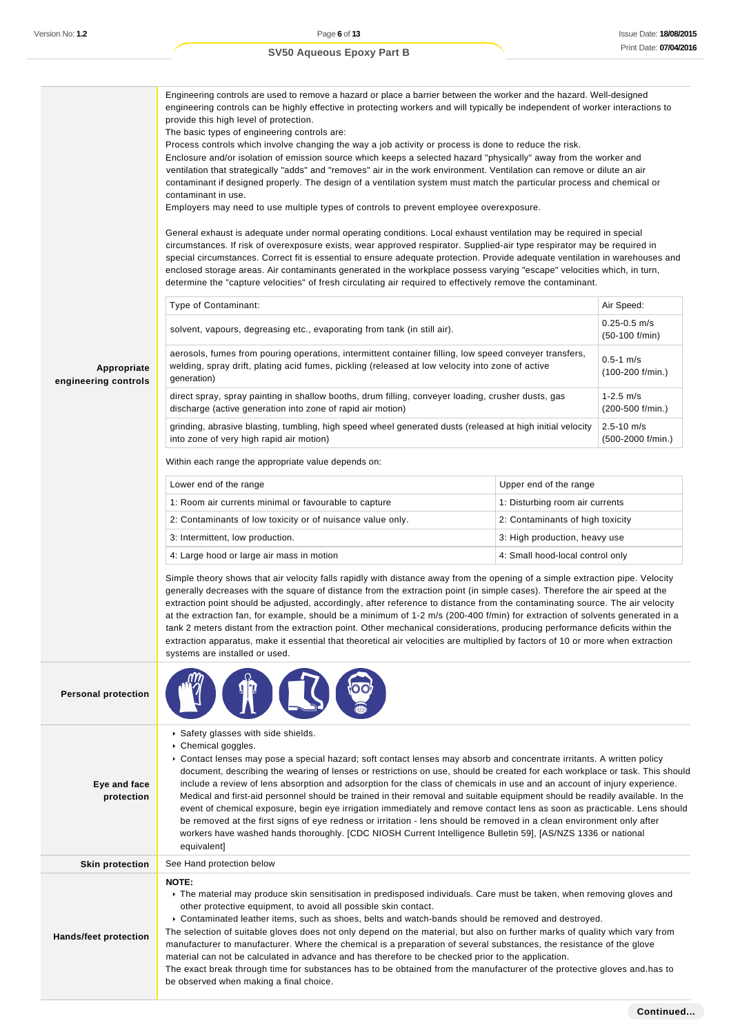**Appropriate engineering controls**

Engineering controls are used to remove a hazard or place a barrier between the worker and the hazard. Well-designed engineering controls can be highly effective in protecting workers and will typically be independent of worker interactions to provide this high level of protection.
The basic types of engineering controls are:
Process controls which involve changing the way a job activity or process is done to reduce the risk.
Enclosure and/or isolation of emission source which keeps a selected hazard "physically" away from the worker and ventilation that strategically "adds" and "removes" air in the work environment. Ventilation can remove or dilute an air contaminant if designed properly. The design of a ventilation system must match the particular process and chemical or contaminant in use.
Employers may need to use multiple types of controls to prevent employee overexposure.

General exhaust is adequate under normal operating conditions. Local exhaust ventilation may be required in special circumstances. If risk of overexposure exists, wear approved respirator. Supplied-air type respirator may be required in special circumstances. Correct fit is essential to ensure adequate protection. Provide adequate ventilation in warehouses and enclosed storage areas. Air contaminants generated in the workplace possess varying "escape" velocities which, in turn, determine the "capture velocities" of fresh circulating air required to effectively remove the contaminant.

| Type of Contaminant: | Air Speed: |
| --- | --- |
| solvent, vapours, degreasing etc., evaporating from tank (in still air). | 0.25-0.5 m/s (50-100 f/min) |
| aerosols, fumes from pouring operations, intermittent container filling, low speed conveyer transfers, welding, spray drift, plating acid fumes, pickling (released at low velocity into zone of active generation) | 0.5-1 m/s (100-200 f/min.) |
| direct spray, spray painting in shallow booths, drum filling, conveyer loading, crusher dusts, gas discharge (active generation into zone of rapid air motion) | 1-2.5 m/s (200-500 f/min.) |
| grinding, abrasive blasting, tumbling, high speed wheel generated dusts (released at high initial velocity into zone of very high rapid air motion) | 2.5-10 m/s (500-2000 f/min.) |

Within each range the appropriate value depends on:

| Lower end of the range | Upper end of the range |
| --- | --- |
| 1: Room air currents minimal or favourable to capture | 1: Disturbing room air currents |
| 2: Contaminants of low toxicity or of nuisance value only. | 2: Contaminants of high toxicity |
| 3: Intermittent, low production. | 3: High production, heavy use |
| 4: Large hood or large air mass in motion | 4: Small hood-local control only |

Simple theory shows that air velocity falls rapidly with distance away from the opening of a simple extraction pipe. Velocity generally decreases with the square of distance from the extraction point (in simple cases). Therefore the air speed at the extraction point should be adjusted, accordingly, after reference to distance from the contaminating source. The air velocity at the extraction fan, for example, should be a minimum of 1-2 m/s (200-400 f/min) for extraction of solvents generated in a tank 2 meters distant from the extraction point. Other mechanical considerations, producing performance deficits within the extraction apparatus, make it essential that theoretical air velocities are multiplied by factors of 10 or more when extraction systems are installed or used.

**Personal protection**

**Eye and face protection**

- Safety glasses with side shields.
- Chemical goggles.
- Contact lenses may pose a special hazard; soft contact lenses may absorb and concentrate irritants. A written policy document, describing the wearing of lenses or restrictions on use, should be created for each workplace or task. This should include a review of lens absorption and adsorption for the class of chemicals in use and an account of injury experience. Medical and first-aid personnel should be trained in their removal and suitable equipment should be readily available. In the event of chemical exposure, begin eye irrigation immediately and remove contact lens as soon as practicable. Lens should be removed at the first signs of eye redness or irritation - lens should be removed in a clean environment only after workers have washed hands thoroughly. [CDC NIOSH Current Intelligence Bulletin 59], [AS/NZS 1336 or national equivalent]

**Skin protection**

See Hand protection below

**Hands/feet protection**

**NOTE:**

- The material may produce skin sensitisation in predisposed individuals. Care must be taken, when removing gloves and other protective equipment, to avoid all possible skin contact.
- Contaminated leather items, such as shoes, belts and watch-bands should be removed and destroyed.

The selection of suitable gloves does not only depend on the material, but also on further marks of quality which vary from manufacturer to manufacturer. Where the chemical is a preparation of several substances, the resistance of the glove material can not be calculated in advance and has therefore to be checked prior to the application.
The exact break through time for substances has to be obtained from the manufacturer of the protective gloves and.has to be observed when making a final choice.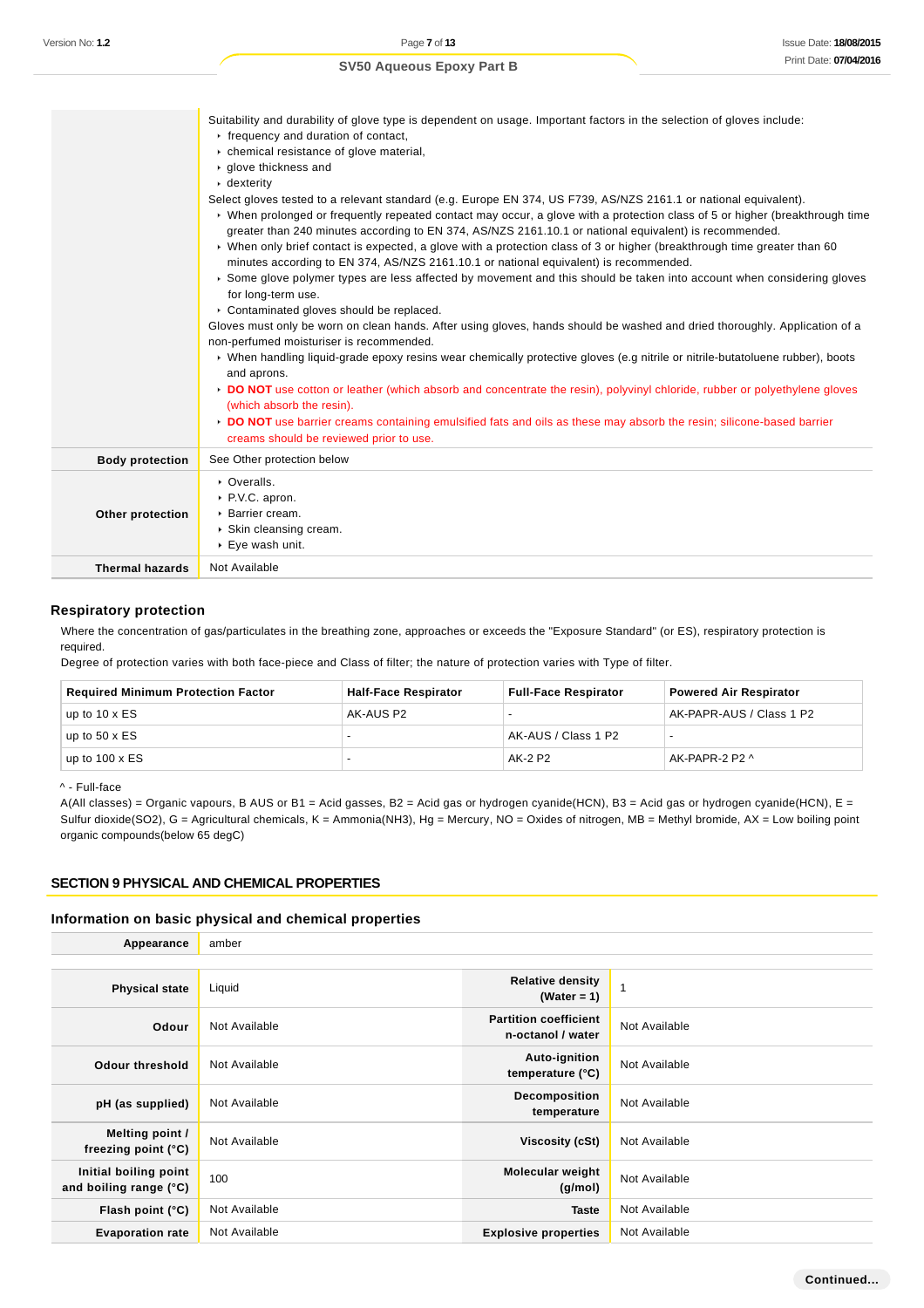| | |
|---|---|
| | Suitability and durability of glove type is dependent on usage. Important factors in the selection of gloves include:<br>▸ frequency and duration of contact,<br>▸ chemical resistance of glove material,<br>▸ glove thickness and<br>▸ dexterity<br>Select gloves tested to a relevant standard (e.g. Europe EN 374, US F739, AS/NZS 2161.1 or national equivalent).<br>▸ When prolonged or frequently repeated contact may occur, a glove with a protection class of 5 or higher (breakthrough time greater than 240 minutes according to EN 374, AS/NZS 2161.10.1 or national equivalent) is recommended.<br>▸ When only brief contact is expected, a glove with a protection class of 3 or higher (breakthrough time greater than 60 minutes according to EN 374, AS/NZS 2161.10.1 or national equivalent) is recommended.<br>▸ Some glove polymer types are less affected by movement and this should be taken into account when considering gloves for long-term use.<br>▸ Contaminated gloves should be replaced.<br>Gloves must only be worn on clean hands. After using gloves, hands should be washed and dried thoroughly. Application of a non-perfumed moisturiser is recommended.<br>▸ When handling liquid-grade epoxy resins wear chemically protective gloves (e.g nitrile or nitrile-butatoluene rubber), boots and aprons.<br>▸ **DO NOT** use cotton or leather (which absorb and concentrate the resin), polyvinyl chloride, rubber or polyethylene gloves (which absorb the resin).<br>▸ **DO NOT** use barrier creams containing emulsified fats and oils as these may absorb the resin; silicone-based barrier creams should be reviewed prior to use. |
| **Body protection** | See Other protection below |
| **Other protection** | ▸ Overalls.<br>▸ P.V.C. apron.<br>▸ Barrier cream.<br>▸ Skin cleansing cream.<br>▸ Eye wash unit. |
| **Thermal hazards** | Not Available |

### Respiratory protection

Where the concentration of gas/particulates in the breathing zone, approaches or exceeds the "Exposure Standard" (or ES), respiratory protection is required.
Degree of protection varies with both face-piece and Class of filter; the nature of protection varies with Type of filter.

| Required Minimum Protection Factor | Half-Face Respirator | Full-Face Respirator | Powered Air Respirator |
|---|---|---|---|
| up to 10 x ES | AK-AUS P2 | - | AK-PAPR-AUS / Class 1 P2 |
| up to 50 x ES | - | AK-AUS / Class 1 P2 | - |
| up to 100 x ES | - | AK-2 P2 | AK-PAPR-2 P2 ^ |

^ - Full-face
A(All classes) = Organic vapours, B AUS or B1 = Acid gasses, B2 = Acid gas or hydrogen cyanide(HCN), B3 = Acid gas or hydrogen cyanide(HCN), E = Sulfur dioxide($SO_2$), G = Agricultural chemicals, K = Ammonia($NH_3$), Hg = Mercury, NO = Oxides of nitrogen, MB = Methyl bromide, AX = Low boiling point organic compounds(below 65 degC)

## SECTION 9 PHYSICAL AND CHEMICAL PROPERTIES

### Information on basic physical and chemical properties

| | | | |
|---|---|---|---|
| **Appearance** | amber | | |
| **Physical state** | Liquid | **Relative density (Water = 1)** | 1 |
| **Odour** | Not Available | **Partition coefficient n-octanol / water** | Not Available |
| **Odour threshold** | Not Available | **Auto-ignition temperature (°C)** | Not Available |
| **pH (as supplied)** | Not Available | **Decomposition temperature** | Not Available |
| **Melting point / freezing point (°C)** | Not Available | **Viscosity (cSt)** | Not Available |
| **Initial boiling point and boiling range (°C)** | 100 | **Molecular weight (g/mol)** | Not Available |
| **Flash point (°C)** | Not Available | **Taste** | Not Available |
| **Evaporation rate** | Not Available | **Explosive properties** | Not Available |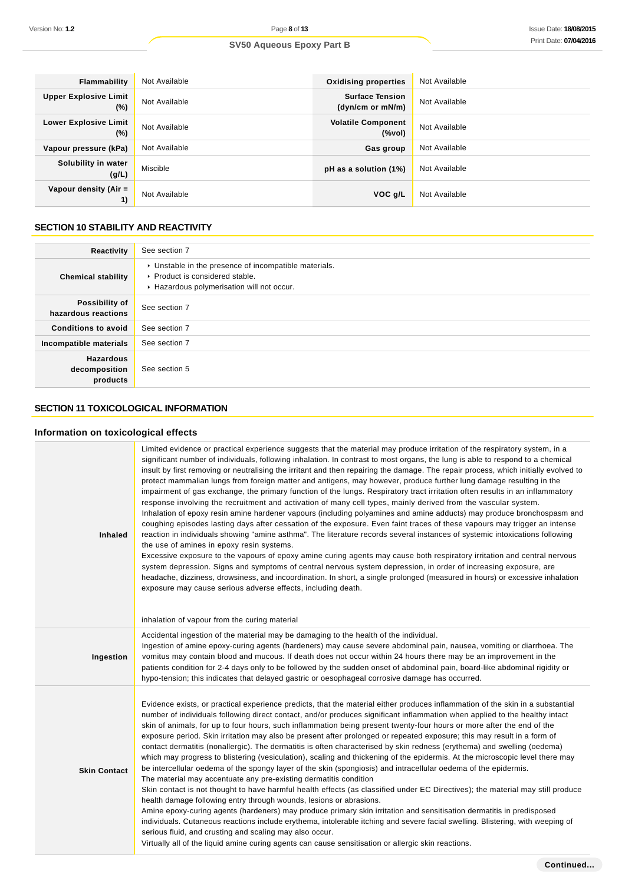| Flammability | Not Available | Oxidising properties | Not Available |
|---|---|---|---|
| Upper Explosive Limit (%) | Not Available | Surface Tension (dyn/cm or mN/m) | Not Available |
| Lower Explosive Limit (%) | Not Available | Volatile Component (%vol) | Not Available |
| Vapour pressure (kPa) | Not Available | Gas group | Not Available |
| Solubility in water (g/L) | Miscible | pH as a solution (1%) | Not Available |
| Vapour density (Air = 1) | Not Available | VOC g/L | Not Available |

## SECTION 10 STABILITY AND REACTIVITY

| | |
|---|---|
| **Reactivity** | See section 7 |
| **Chemical stability** | ▸ Unstable in the presence of incompatible materials.<br>▸ Product is considered stable.<br>▸ Hazardous polymerisation will not occur. |
| **Possibility of hazardous reactions** | See section 7 |
| **Conditions to avoid** | See section 7 |
| **Incompatible materials** | See section 7 |
| **Hazardous decomposition products** | See section 5 |

## SECTION 11 TOXICOLOGICAL INFORMATION

### Information on toxicological effects

| | |
|---|---|
| **Inhaled** | Limited evidence or practical experience suggests that the material may produce irritation of the respiratory system, in a significant number of individuals, following inhalation. In contrast to most organs, the lung is able to respond to a chemical insult by first removing or neutralising the irritant and then repairing the damage. The repair process, which initially evolved to protect mammalian lungs from foreign matter and antigens, may however, produce further lung damage resulting in the impairment of gas exchange, the primary function of the lungs. Respiratory tract irritation often results in an inflammatory response involving the recruitment and activation of many cell types, mainly derived from the vascular system.<br>Inhalation of epoxy resin amine hardener vapours (including polyamines and amine adducts) may produce bronchospasm and coughing episodes lasting days after cessation of the exposure. Even faint traces of these vapours may trigger an intense reaction in individuals showing "amine asthma". The literature records several instances of systemic intoxications following the use of amines in epoxy resin systems.<br>Excessive exposure to the vapours of epoxy amine curing agents may cause both respiratory irritation and central nervous system depression. Signs and symptoms of central nervous system depression, in order of increasing exposure, are headache, dizziness, drowsiness, and incoordination. In short, a single prolonged (measured in hours) or excessive inhalation exposure may cause serious adverse effects, including death.<br><br>inhalation of vapour from the curing material |
| **Ingestion** | Accidental ingestion of the material may be damaging to the health of the individual.<br>Ingestion of amine epoxy-curing agents (hardeners) may cause severe abdominal pain, nausea, vomiting or diarrhoea. The vomitus may contain blood and mucous. If death does not occur within 24 hours there may be an improvement in the patients condition for 2-4 days only to be followed by the sudden onset of abdominal pain, board-like abdominal rigidity or hypo-tension; this indicates that delayed gastric or oesophageal corrosive damage has occurred. |
| **Skin Contact** | Evidence exists, or practical experience predicts, that the material either produces inflammation of the skin in a substantial number of individuals following direct contact, and/or produces significant inflammation when applied to the healthy intact skin of animals, for up to four hours, such inflammation being present twenty-four hours or more after the end of the exposure period. Skin irritation may also be present after prolonged or repeated exposure; this may result in a form of contact dermatitis (nonallergic). The dermatitis is often characterised by skin redness (erythema) and swelling (oedema) which may progress to blistering (vesiculation), scaling and thickening of the epidermis. At the microscopic level there may be intercellular oedema of the spongy layer of the skin (spongiosis) and intracellular oedema of the epidermis.<br>The material may accentuate any pre-existing dermatitis condition<br>Skin contact is not thought to have harmful health effects (as classified under EC Directives); the material may still produce health damage following entry through wounds, lesions or abrasions.<br>Amine epoxy-curing agents (hardeners) may produce primary skin irritation and sensitisation dermatitis in predisposed individuals. Cutaneous reactions include erythema, intolerable itching and severe facial swelling. Blistering, with weeping of serious fluid, and crusting and scaling may also occur.<br>Virtually all of the liquid amine curing agents can cause sensitisation or allergic skin reactions. |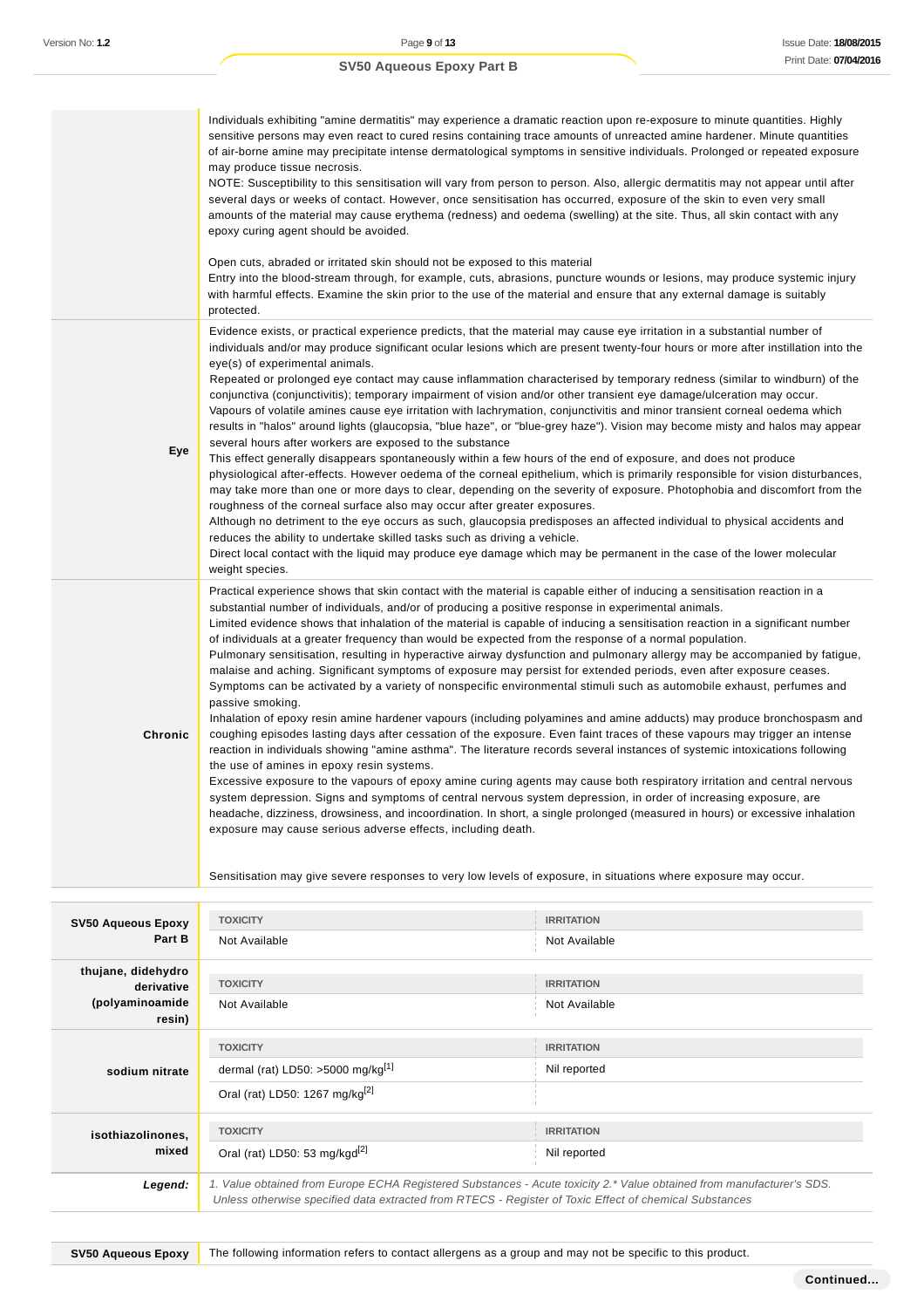| | |
|---|---|
| | Individuals exhibiting "amine dermatitis" may experience a dramatic reaction upon re-exposure to minute quantities. Highly sensitive persons may even react to cured resins containing trace amounts of unreacted amine hardener. Minute quantities of air-borne amine may precipitate intense dermatological symptoms in sensitive individuals. Prolonged or repeated exposure may produce tissue necrosis.<br>NOTE: Susceptibility to this sensitisation will vary from person to person. Also, allergic dermatitis may not appear until after several days or weeks of contact. However, once sensitisation has occurred, exposure of the skin to even very small amounts of the material may cause erythema (redness) and oedema (swelling) at the site. Thus, all skin contact with any epoxy curing agent should be avoided.<br><br>Open cuts, abraded or irritated skin should not be exposed to this material<br>Entry into the blood-stream through, for example, cuts, abrasions, puncture wounds or lesions, may produce systemic injury with harmful effects. Examine the skin prior to the use of the material and ensure that any external damage is suitably protected. |
| **Eye** | Evidence exists, or practical experience predicts, that the material may cause eye irritation in a substantial number of individuals and/or may produce significant ocular lesions which are present twenty-four hours or more after instillation into the eye(s) of experimental animals.<br>Repeated or prolonged eye contact may cause inflammation characterised by temporary redness (similar to windburn) of the conjunctiva (conjunctivitis); temporary impairment of vision and/or other transient eye damage/ulceration may occur.<br>Vapours of volatile amines cause eye irritation with lachrymation, conjunctivitis and minor transient corneal oedema which results in "halos" around lights (glaucopsia, "blue haze", or "blue-grey haze"). Vision may become misty and halos may appear several hours after workers are exposed to the substance<br>This effect generally disappears spontaneously within a few hours of the end of exposure, and does not produce physiological after-effects. However oedema of the corneal epithelium, which is primarily responsible for vision disturbances, may take more than one or more days to clear, depending on the severity of exposure. Photophobia and discomfort from the roughness of the corneal surface also may occur after greater exposures.<br>Although no detriment to the eye occurs as such, glaucopsia predisposes an affected individual to physical accidents and reduces the ability to undertake skilled tasks such as driving a vehicle.<br>Direct local contact with the liquid may produce eye damage which may be permanent in the case of the lower molecular weight species. |
| **Chronic** | Practical experience shows that skin contact with the material is capable either of inducing a sensitisation reaction in a substantial number of individuals, and/or of producing a positive response in experimental animals.<br>Limited evidence shows that inhalation of the material is capable of inducing a sensitisation reaction in a significant number of individuals at a greater frequency than would be expected from the response of a normal population.<br>Pulmonary sensitisation, resulting in hyperactive airway dysfunction and pulmonary allergy may be accompanied by fatigue, malaise and aching. Significant symptoms of exposure may persist for extended periods, even after exposure ceases. Symptoms can be activated by a variety of nonspecific environmental stimuli such as automobile exhaust, perfumes and passive smoking.<br>Inhalation of epoxy resin amine hardener vapours (including polyamines and amine adducts) may produce bronchospasm and coughing episodes lasting days after cessation of the exposure. Even faint traces of these vapours may trigger an intense reaction in individuals showing "amine asthma". The literature records several instances of systemic intoxications following the use of amines in epoxy resin systems.<br>Excessive exposure to the vapours of epoxy amine curing agents may cause both respiratory irritation and central nervous system depression. Signs and symptoms of central nervous system depression, in order of increasing exposure, are headache, dizziness, drowsiness, and incoordination. In short, a single prolonged (measured in hours) or excessive inhalation exposure may cause serious adverse effects, including death.<br><br>Sensitisation may give severe responses to very low levels of exposure, in situations where exposure may occur. |

| | TOXICITY | IRRITATION |
|---|---|---|
| **SV50 Aqueous Epoxy Part B** | Not Available | Not Available |
| **thujane, didehydro derivative (polyaminoamide resin)** | Not Available | Not Available |
| **sodium nitrate** | dermal (rat) LD50: >5000 mg/kg[1] | Nil reported |
| | Oral (rat) LD50: 1267 mg/kg[2] | |
| **isothiazolinones, mixed** | Oral (rat) LD50: 53 mg/kgd[2] | Nil reported |
| ***Legend:*** | *1. Value obtained from Europe ECHA Registered Substances - Acute toxicity 2.\* Value obtained from manufacturer's SDS. Unless otherwise specified data extracted from RTECS - Register of Toxic Effect of chemical Substances* | |

| | |
|---|---|
| **SV50 Aqueous Epoxy** | The following information refers to contact allergens as a group and may not be specific to this product. |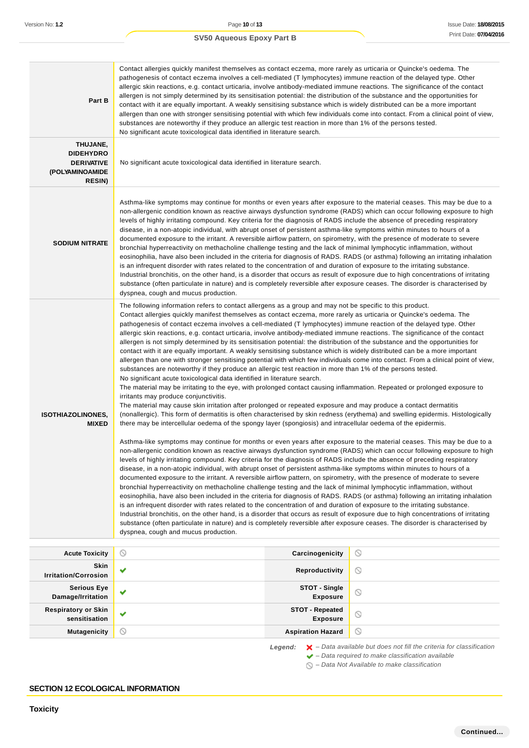| | |
|---|---|
| **Part B** | Contact allergies quickly manifest themselves as contact eczema, more rarely as urticaria or Quincke's oedema. The pathogenesis of contact eczema involves a cell-mediated (T lymphocytes) immune reaction of the delayed type. Other allergic skin reactions, e.g. contact urticaria, involve antibody-mediated immune reactions. The significance of the contact allergen is not simply determined by its sensitisation potential: the distribution of the substance and the opportunities for contact with it are equally important. A weakly sensitising substance which is widely distributed can be a more important allergen than one with stronger sensitising potential with which few individuals come into contact. From a clinical point of view, substances are noteworthy if they produce an allergic test reaction in more than 1% of the persons tested.<br>No significant acute toxicological data identified in literature search. |
| **THUJANE, DIDEHYDRO DERIVATIVE (POLYAMINOAMIDE RESIN)** | No significant acute toxicological data identified in literature search. |
| **SODIUM NITRATE** | Asthma-like symptoms may continue for months or even years after exposure to the material ceases. This may be due to a non-allergenic condition known as reactive airways dysfunction syndrome (RADS) which can occur following exposure to high levels of highly irritating compound. Key criteria for the diagnosis of RADS include the absence of preceding respiratory disease, in a non-atopic individual, with abrupt onset of persistent asthma-like symptoms within minutes to hours of a documented exposure to the irritant. A reversible airflow pattern, on spirometry, with the presence of moderate to severe bronchial hyperreactivity on methacholine challenge testing and the lack of minimal lymphocytic inflammation, without eosinophilia, have also been included in the criteria for diagnosis of RADS. RADS (or asthma) following an irritating inhalation is an infrequent disorder with rates related to the concentration of and duration of exposure to the irritating substance. Industrial bronchitis, on the other hand, is a disorder that occurs as result of exposure due to high concentrations of irritating substance (often particulate in nature) and is completely reversible after exposure ceases. The disorder is characterised by dyspnea, cough and mucus production. |
| **ISOTHIAZOLINONES, MIXED** | The following information refers to contact allergens as a group and may not be specific to this product.<br>Contact allergies quickly manifest themselves as contact eczema, more rarely as urticaria or Quincke's oedema. The pathogenesis of contact eczema involves a cell-mediated (T lymphocytes) immune reaction of the delayed type. Other allergic skin reactions, e.g. contact urticaria, involve antibody-mediated immune reactions. The significance of the contact allergen is not simply determined by its sensitisation potential: the distribution of the substance and the opportunities for contact with it are equally important. A weakly sensitising substance which is widely distributed can be a more important allergen than one with stronger sensitising potential with which few individuals come into contact. From a clinical point of view, substances are noteworthy if they produce an allergic test reaction in more than 1% of the persons tested.<br>No significant acute toxicological data identified in literature search.<br>The material may be irritating to the eye, with prolonged contact causing inflammation. Repeated or prolonged exposure to irritants may produce conjunctivitis.<br>The material may cause skin irritation after prolonged or repeated exposure and may produce a contact dermatitis (nonallergic). This form of dermatitis is often characterised by skin redness (erythema) and swelling epidermis. Histologically there may be intercellular oedema of the spongy layer (spongiosis) and intracellular oedema of the epidermis.<br><br>Asthma-like symptoms may continue for months or even years after exposure to the material ceases. This may be due to a non-allergenic condition known as reactive airways dysfunction syndrome (RADS) which can occur following exposure to high levels of highly irritating compound. Key criteria for the diagnosis of RADS include the absence of preceding respiratory disease, in a non-atopic individual, with abrupt onset of persistent asthma-like symptoms within minutes to hours of a documented exposure to the irritant. A reversible airflow pattern, on spirometry, with the presence of moderate to severe bronchial hyperreactivity on methacholine challenge testing and the lack of minimal lymphocytic inflammation, without eosinophilia, have also been included in the criteria for diagnosis of RADS. RADS (or asthma) following an irritating inhalation is an infrequent disorder with rates related to the concentration of and duration of exposure to the irritating substance. Industrial bronchitis, on the other hand, is a disorder that occurs as result of exposure due to high concentrations of irritating substance (often particulate in nature) and is completely reversible after exposure ceases. The disorder is characterised by dyspnea, cough and mucus production. |

| | | | |
|---|---|---|---|
| **Acute Toxicity** | ⦸ | **Carcinogenicity** | ⦸ |
| **Skin Irritation/Corrosion** | ✔ | **Reproductivity** | ⦸ |
| **Serious Eye Damage/Irritation** | ✔ | **STOT - Single Exposure** | ⦸ |
| **Respiratory or Skin sensitisation** | ✔ | **STOT - Repeated Exposure** | ⦸ |
| **Mutagenicity** | ⦸ | **Aspiration Hazard** | ⦸ |

*Legend:* ✘ – *Data available but does not fill the criteria for classification*
✔ – *Data required to make classification available*
⦸ – *Data Not Available to make classification*

## SECTION 12 ECOLOGICAL INFORMATION

### Toxicity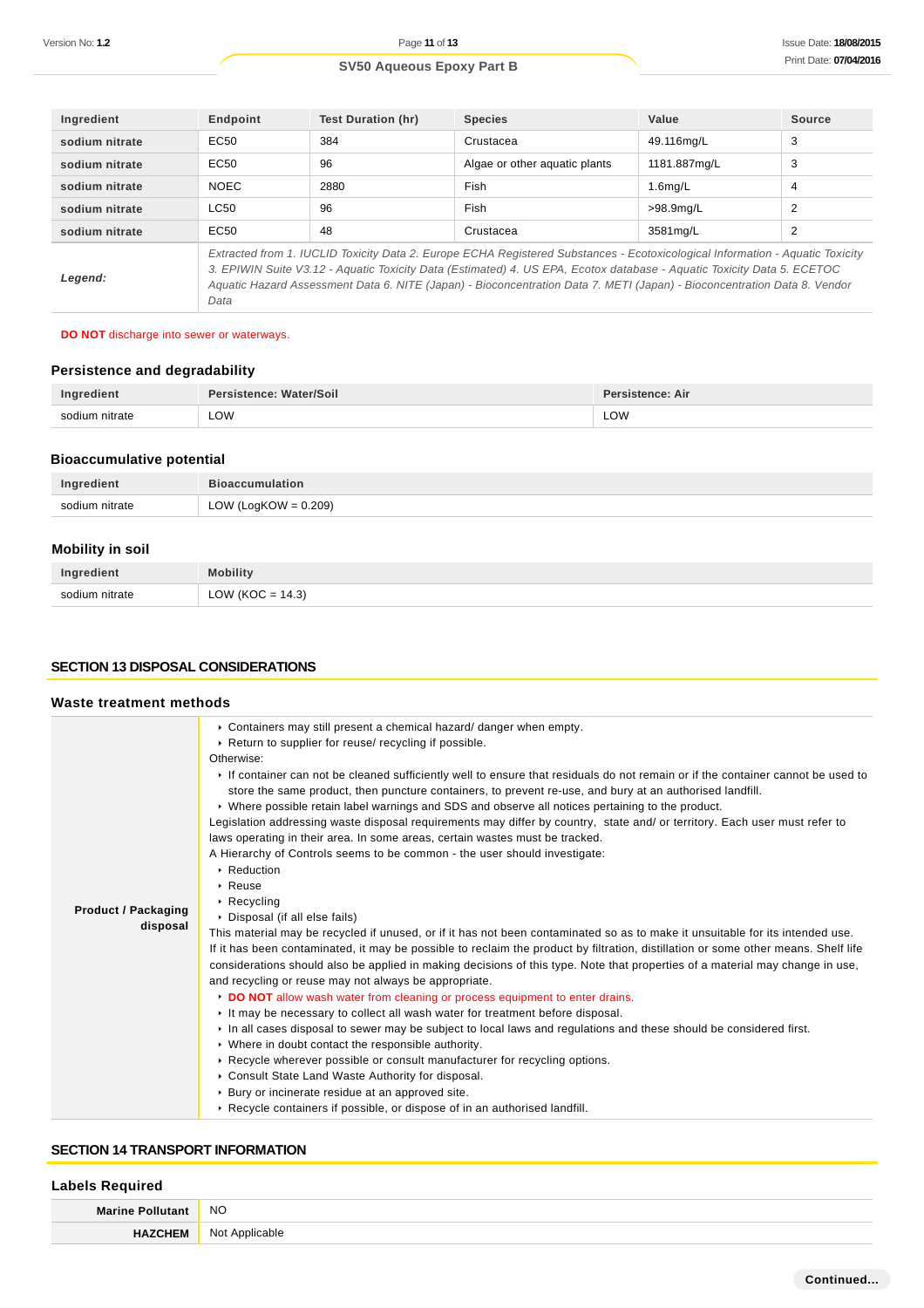| Ingredient | Endpoint | Test Duration (hr) | Species | Value | Source |
|---|---|---|---|---|---|
| sodium nitrate | EC50 | 384 | Crustacea | 49.116mg/L | 3 |
| sodium nitrate | EC50 | 96 | Algae or other aquatic plants | 1181.887mg/L | 3 |
| sodium nitrate | NOEC | 2880 | Fish | 1.6mg/L | 4 |
| sodium nitrate | LC50 | 96 | Fish | >98.9mg/L | 2 |
| sodium nitrate | EC50 | 48 | Crustacea | 3581mg/L | 2 |
| ***Legend:*** | *Extracted from 1. IUCLID Toxicity Data 2. Europe ECHA Registered Substances - Ecotoxicological Information - Aquatic Toxicity 3. EPIWIN Suite V3.12 - Aquatic Toxicity Data (Estimated) 4. US EPA, Ecotox database - Aquatic Toxicity Data 5. ECETOC Aquatic Hazard Assessment Data 6. NITE (Japan) - Bioconcentration Data 7. METI (Japan) - Bioconcentration Data 8. Vendor Data* | | | | |

**DO NOT** discharge into sewer or waterways.

### Persistence and degradability

| Ingredient | Persistence: Water/Soil | Persistence: Air |
|---|---|---|
| sodium nitrate | LOW | LOW |

### Bioaccumulative potential

| Ingredient | Bioaccumulation |
|---|---|
| sodium nitrate | LOW (LogKOW = 0.209) |

### Mobility in soil

| Ingredient | Mobility |
|---|---|
| sodium nitrate | LOW (KOC = 14.3) |

## SECTION 13 DISPOSAL CONSIDERATIONS

### Waste treatment methods

**Product / Packaging disposal**

- Containers may still present a chemical hazard/ danger when empty.
- Return to supplier for reuse/ recycling if possible.

Otherwise:

- If container can not be cleaned sufficiently well to ensure that residuals do not remain or if the container cannot be used to store the same product, then puncture containers, to prevent re-use, and bury at an authorised landfill.
- Where possible retain label warnings and SDS and observe all notices pertaining to the product.

Legislation addressing waste disposal requirements may differ by country, state and/ or territory. Each user must refer to laws operating in their area. In some areas, certain wastes must be tracked.

A Hierarchy of Controls seems to be common - the user should investigate:

- Reduction
- Reuse
- Recycling
- Disposal (if all else fails)

This material may be recycled if unused, or if it has not been contaminated so as to make it unsuitable for its intended use. If it has been contaminated, it may be possible to reclaim the product by filtration, distillation or some other means. Shelf life considerations should also be applied in making decisions of this type. Note that properties of a material may change in use, and recycling or reuse may not always be appropriate.

- **DO NOT** allow wash water from cleaning or process equipment to enter drains.
- It may be necessary to collect all wash water for treatment before disposal.
- In all cases disposal to sewer may be subject to local laws and regulations and these should be considered first.
- Where in doubt contact the responsible authority.
- Recycle wherever possible or consult manufacturer for recycling options.
- Consult State Land Waste Authority for disposal.
- Bury or incinerate residue at an approved site.
- Recycle containers if possible, or dispose of in an authorised landfill.

## SECTION 14 TRANSPORT INFORMATION

### Labels Required

| | |
|---|---|
| **Marine Pollutant** | NO |
| **HAZCHEM** | Not Applicable |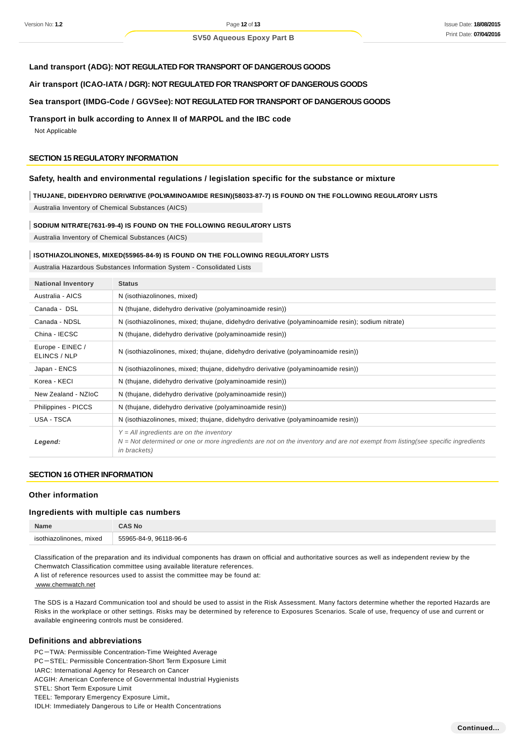**Land transport (ADG): NOT REGULATED FOR TRANSPORT OF DANGEROUS GOODS**

**Air transport (ICAO-IATA / DGR): NOT REGULATED FOR TRANSPORT OF DANGEROUS GOODS**

**Sea transport (IMDG-Code / GGVSee): NOT REGULATED FOR TRANSPORT OF DANGEROUS GOODS**

**Transport in bulk according to Annex II of MARPOL and the IBC code**

Not Applicable

## SECTION 15 REGULATORY INFORMATION

### Safety, health and environmental regulations / legislation specific for the substance or mixture

**THUJANE, DIDEHYDRO DERIVATIVE (POLYAMINOAMIDE RESIN)(58033-87-7) IS FOUND ON THE FOLLOWING REGULATORY LISTS**

Australia Inventory of Chemical Substances (AICS)

**SODIUM NITRATE(7631-99-4) IS FOUND ON THE FOLLOWING REGULATORY LISTS**

Australia Inventory of Chemical Substances (AICS)

**ISOTHIAZOLINONES, MIXED(55965-84-9) IS FOUND ON THE FOLLOWING REGULATORY LISTS**

Australia Hazardous Substances Information System - Consolidated Lists

| National Inventory | Status |
|---|---|
| Australia - AICS | N (isothiazolinones, mixed) |
| Canada - DSL | N (thujane, didehydro derivative (polyaminoamide resin)) |
| Canada - NDSL | N (isothiazolinones, mixed; thujane, didehydro derivative (polyaminoamide resin); sodium nitrate) |
| China - IECSC | N (thujane, didehydro derivative (polyaminoamide resin)) |
| Europe - EINEC / ELINCS / NLP | N (isothiazolinones, mixed; thujane, didehydro derivative (polyaminoamide resin)) |
| Japan - ENCS | N (isothiazolinones, mixed; thujane, didehydro derivative (polyaminoamide resin)) |
| Korea - KECI | N (thujane, didehydro derivative (polyaminoamide resin)) |
| New Zealand - NZIoC | N (thujane, didehydro derivative (polyaminoamide resin)) |
| Philippines - PICCS | N (thujane, didehydro derivative (polyaminoamide resin)) |
| USA - TSCA | N (isothiazolinones, mixed; thujane, didehydro derivative (polyaminoamide resin)) |
| ***Legend:*** | *Y = All ingredients are on the inventory*<br>*N = Not determined or one or more ingredients are not on the inventory and are not exempt from listing(see specific ingredients in brackets)* |

## SECTION 16 OTHER INFORMATION

### Other information

### Ingredients with multiple cas numbers

| Name | CAS No |
|---|---|
| isothiazolinones, mixed | 55965-84-9, 96118-96-6 |

Classification of the preparation and its individual components has drawn on official and authoritative sources as well as independent review by the Chemwatch Classification committee using available literature references.
A list of reference resources used to assist the committee may be found at:
www.chemwatch.net

The SDS is a Hazard Communication tool and should be used to assist in the Risk Assessment. Many factors determine whether the reported Hazards are Risks in the workplace or other settings. Risks may be determined by reference to Exposures Scenarios. Scale of use, frequency of use and current or available engineering controls must be considered.

### Definitions and abbreviations

PC－TWA: Permissible Concentration-Time Weighted Average
PC－STEL: Permissible Concentration-Short Term Exposure Limit
IARC: International Agency for Research on Cancer
ACGIH: American Conference of Governmental Industrial Hygienists
STEL: Short Term Exposure Limit
TEEL: Temporary Emergency Exposure Limit。
IDLH: Immediately Dangerous to Life or Health Concentrations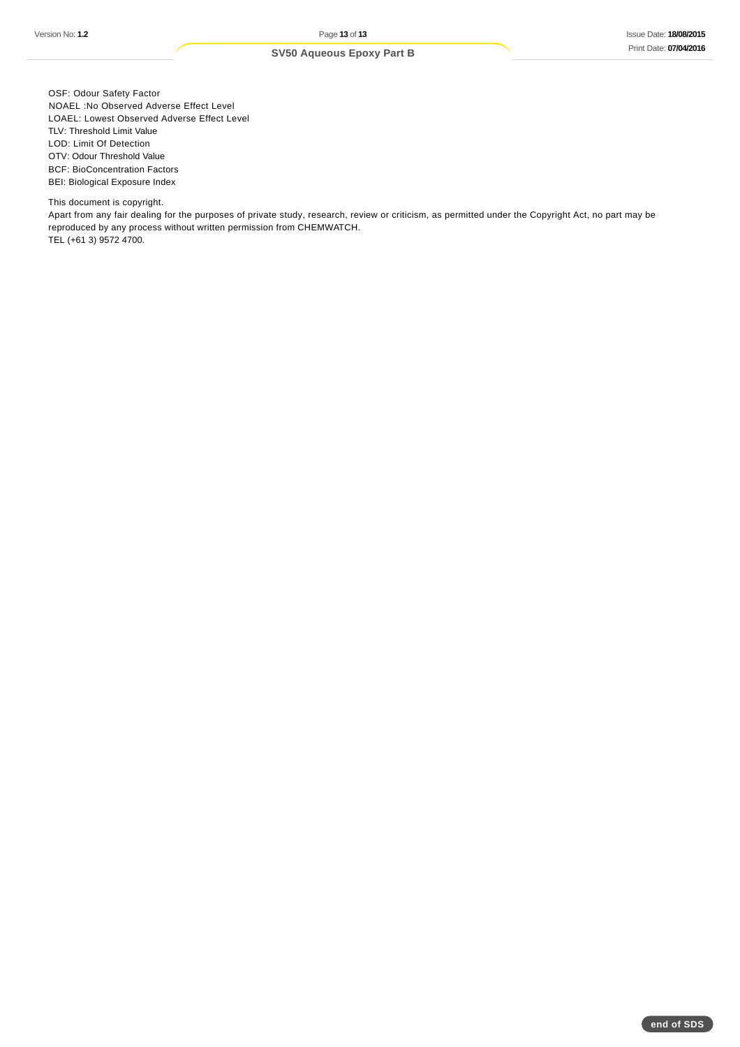OSF: Odour Safety Factor
NOAEL :No Observed Adverse Effect Level
LOAEL: Lowest Observed Adverse Effect Level
TLV: Threshold Limit Value
LOD: Limit Of Detection
OTV: Odour Threshold Value
BCF: BioConcentration Factors
BEI: Biological Exposure Index

This document is copyright.
Apart from any fair dealing for the purposes of private study, research, review or criticism, as permitted under the Copyright Act, no part may be reproduced by any process without written permission from CHEMWATCH.
TEL (+61 3) 9572 4700.

**end of SDS**